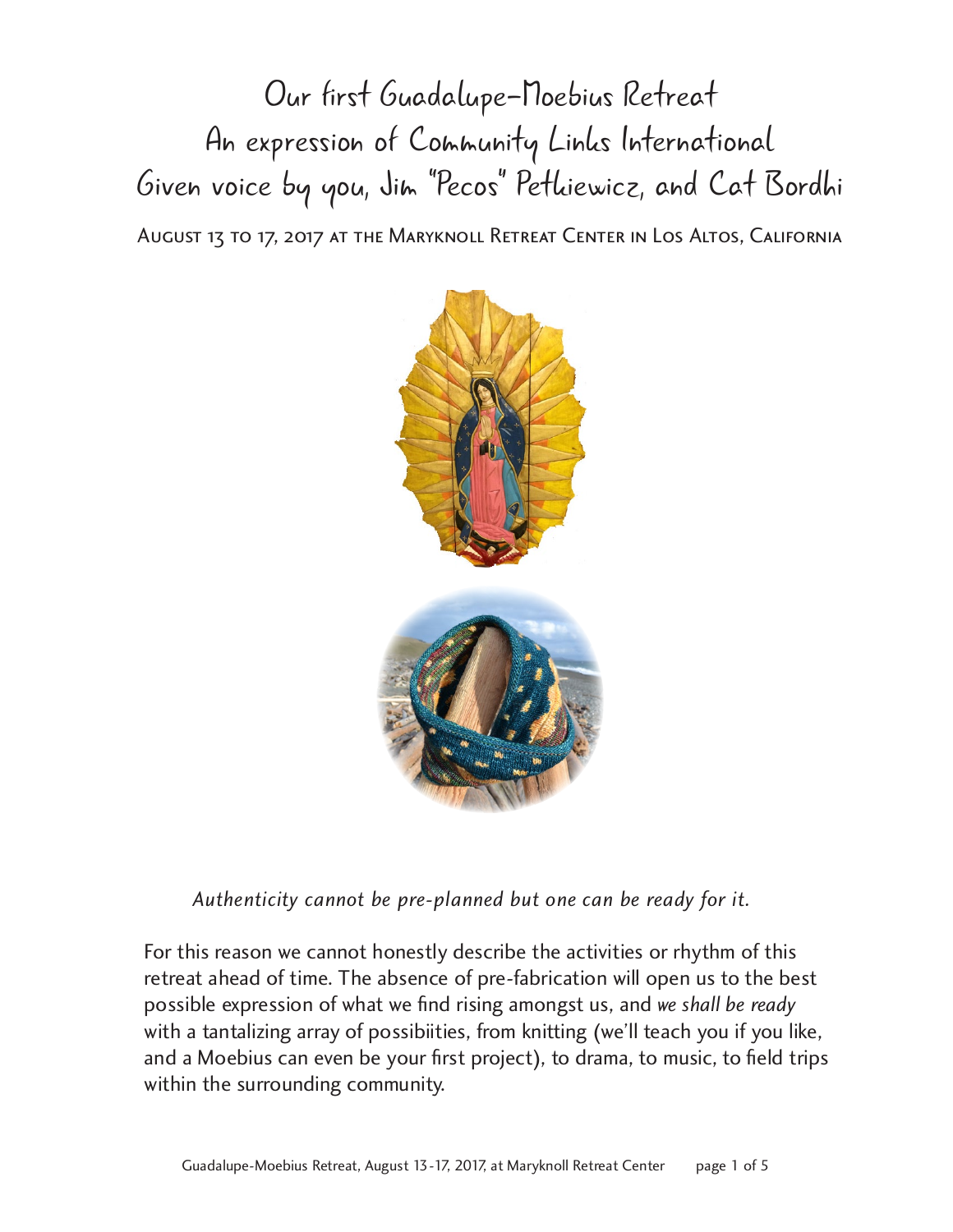# Our first Guadalupe-Moebius Retreat
# An expression of Community Links International
# Given voice by you, Jim "Pecos" Petkiewicz, and Cat Bordhi

August 13 to 17, 2017 at the Maryknoll Retreat Center in Los Altos, California

*Authenticity cannot be pre-planned but one can be ready for it.*

For this reason we cannot honestly describe the activities or rhythm of this retreat ahead of time. The absence of pre-fabrication will open us to the best possible expression of what we find rising amongst us, and *we shall be ready* with a tantalizing array of possibiities, from knitting (we'll teach you if you like, and a Moebius can even be your first project), to drama, to music, to field trips within the surrounding community.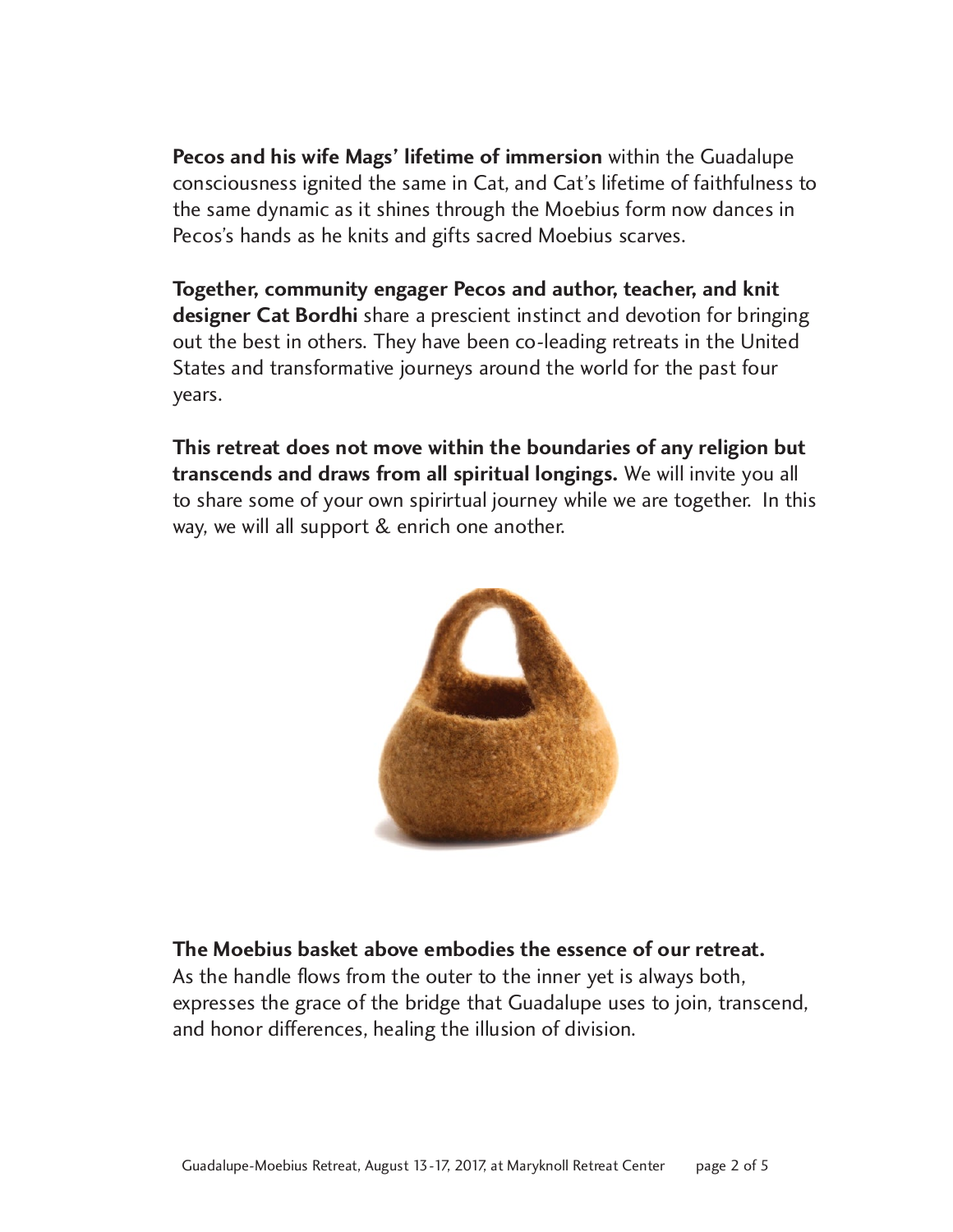**Pecos and his wife Mags' lifetime of immersion** within the Guadalupe consciousness ignited the same in Cat, and Cat's lifetime of faithfulness to the same dynamic as it shines through the Moebius form now dances in Pecos's hands as he knits and gifts sacred Moebius scarves.

**Together, community engager Pecos and author, teacher, and knit designer Cat Bordhi** share a prescient instinct and devotion for bringing out the best in others. They have been co-leading retreats in the United States and transformative journeys around the world for the past four years.

**This retreat does not move within the boundaries of any religion but transcends and draws from all spiritual longings.** We will invite you all to share some of your own spirirtual journey while we are together. In this way, we will all support & enrich one another.

**The Moebius basket above embodies the essence of our retreat.** As the handle flows from the outer to the inner yet is always both, expresses the grace of the bridge that Guadalupe uses to join, transcend, and honor differences, healing the illusion of division.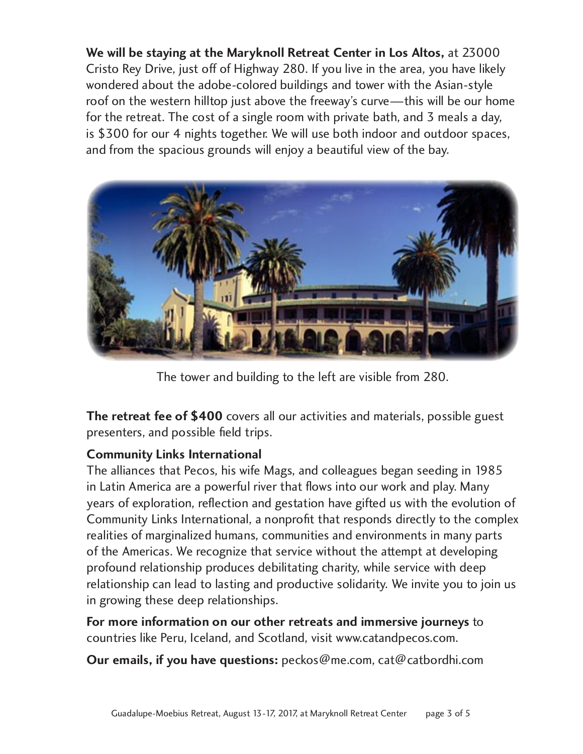**We will be staying at the Maryknoll Retreat Center in Los Altos,** at 23000 Cristo Rey Drive, just off of Highway 280. If you live in the area, you have likely wondered about the adobe-colored buildings and tower with the Asian-style roof on the western hilltop just above the freeway's curve—this will be our home for the retreat. The cost of a single room with private bath, and 3 meals a day, is $300 for our 4 nights together. We will use both indoor and outdoor spaces, and from the spacious grounds will enjoy a beautiful view of the bay.

The tower and building to the left are visible from 280.

**The retreat fee of $400** covers all our activities and materials, possible guest presenters, and possible field trips.

**Community Links International**

The alliances that Pecos, his wife Mags, and colleagues began seeding in 1985 in Latin America are a powerful river that flows into our work and play. Many years of exploration, reflection and gestation have gifted us with the evolution of Community Links International, a nonprofit that responds directly to the complex realities of marginalized humans, communities and environments in many parts of the Americas. We recognize that service without the attempt at developing profound relationship produces debilitating charity, while service with deep relationship can lead to lasting and productive solidarity. We invite you to join us in growing these deep relationships.

**For more information on our other retreats and immersive journeys** to countries like Peru, Iceland, and Scotland, visit www.catandpecos.com.

**Our emails, if you have questions:** peckos@me.com, cat@catbordhi.com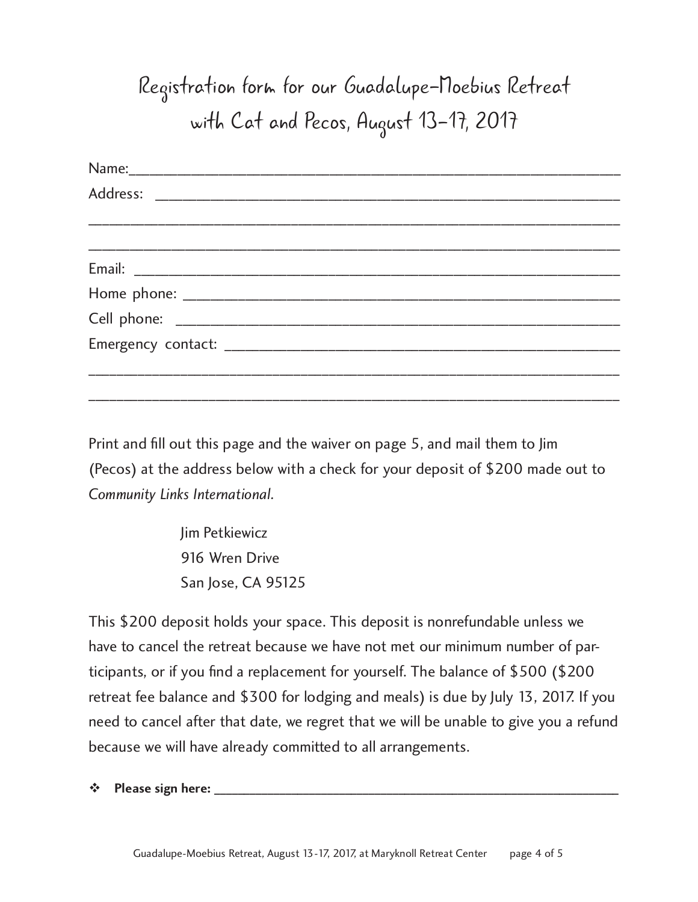# Registration form for our Guadalupe-Moebius Retreat with Cat and Pecos, August 13-17, 2017

Name:_____________________________________________________________________

Address: ___________________________________________________________________

_________________________________________________________________________

_________________________________________________________________________

Email: ____________________________________________________________________

Home phone: _______________________________________________________________

Cell phone: ________________________________________________________________

Emergency contact: __________________________________________________________

_________________________________________________________________________

_________________________________________________________________________

Print and fill out this page and the waiver on page 5, and mail them to Jim (Pecos) at the address below with a check for your deposit of $200 made out to *Community Links International*.

Jim Petkiewicz
916 Wren Drive
San Jose, CA 95125

This $200 deposit holds your space. This deposit is nonrefundable unless we have to cancel the retreat because we have not met our minimum number of participants, or if you find a replacement for yourself. The balance of $500 ($200 retreat fee balance and $300 for lodging and meals) is due by July 13, 2017. If you need to cancel after that date, we regret that we will be unable to give you a refund because we will have already committed to all arrangements.

❖ **Please sign here:** ___________________________________________________________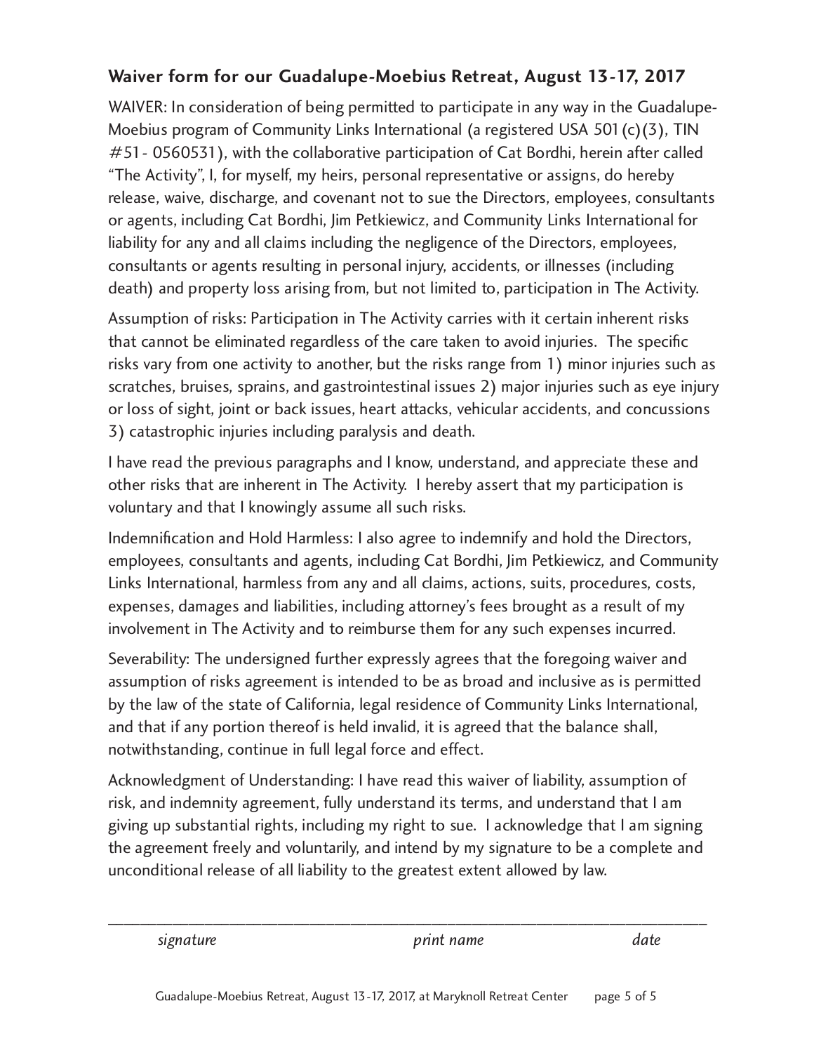## Waiver form for our Guadalupe-Moebius Retreat, August 13-17, 2017

WAIVER: In consideration of being permitted to participate in any way in the Guadalupe-Moebius program of Community Links International (a registered USA 501(c)(3), TIN #51- 0560531), with the collaborative participation of Cat Bordhi, herein after called "The Activity", I, for myself, my heirs, personal representative or assigns, do hereby release, waive, discharge, and covenant not to sue the Directors, employees, consultants or agents, including Cat Bordhi, Jim Petkiewicz, and Community Links International for liability for any and all claims including the negligence of the Directors, employees, consultants or agents resulting in personal injury, accidents, or illnesses (including death) and property loss arising from, but not limited to, participation in The Activity.

Assumption of risks: Participation in The Activity carries with it certain inherent risks that cannot be eliminated regardless of the care taken to avoid injuries. The specific risks vary from one activity to another, but the risks range from 1) minor injuries such as scratches, bruises, sprains, and gastrointestinal issues 2) major injuries such as eye injury or loss of sight, joint or back issues, heart attacks, vehicular accidents, and concussions 3) catastrophic injuries including paralysis and death.

I have read the previous paragraphs and I know, understand, and appreciate these and other risks that are inherent in The Activity. I hereby assert that my participation is voluntary and that I knowingly assume all such risks.

Indemnification and Hold Harmless: I also agree to indemnify and hold the Directors, employees, consultants and agents, including Cat Bordhi, Jim Petkiewicz, and Community Links International, harmless from any and all claims, actions, suits, procedures, costs, expenses, damages and liabilities, including attorney's fees brought as a result of my involvement in The Activity and to reimburse them for any such expenses incurred.

Severability: The undersigned further expressly agrees that the foregoing waiver and assumption of risks agreement is intended to be as broad and inclusive as is permitted by the law of the state of California, legal residence of Community Links International, and that if any portion thereof is held invalid, it is agreed that the balance shall, notwithstanding, continue in full legal force and effect.

Acknowledgment of Understanding: I have read this waiver of liability, assumption of risk, and indemnity agreement, fully understand its terms, and understand that I am giving up substantial rights, including my right to sue. I acknowledge that I am signing the agreement freely and voluntarily, and intend by my signature to be a complete and unconditional release of all liability to the greatest extent allowed by law.

_____________________________________________________________________________

*signature* *print name* *date*